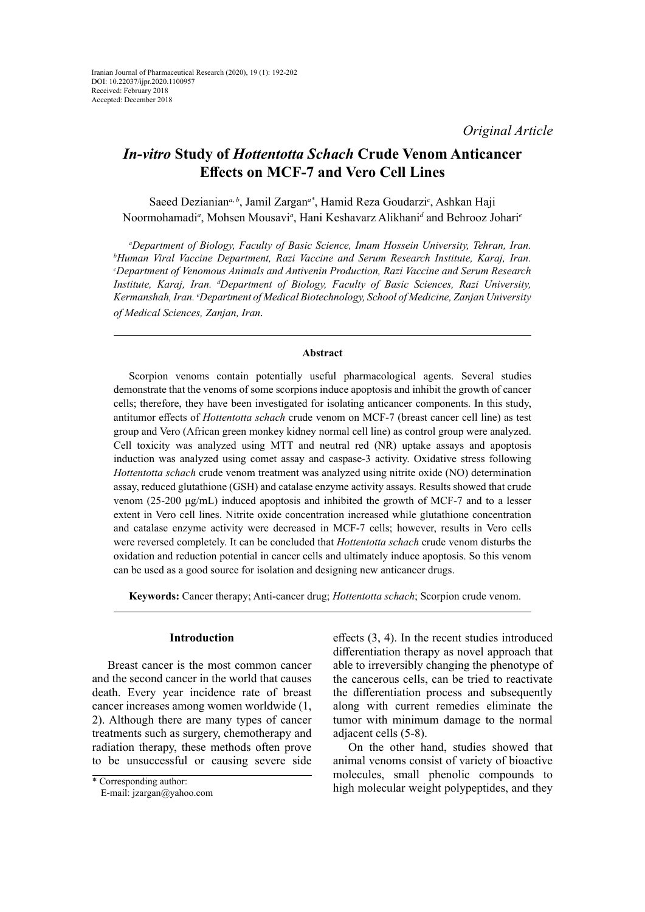Iranian Journal of Pharmaceutical Research (2020), 19 (1): 192-202
DOI: 10.22037/ijpr.2020.1100957
Received: February 2018
Accepted: December 2018

*Original Article*

# *In-vitro* Study of *Hottentotta Schach* Crude Venom Anticancer Effects on MCF-7 and Vero Cell Lines

Saeed Dezianian[a, b], Jamil Zargan[a*], Hamid Reza Goudarzi[c], Ashkan Haji Noormohamadi[a], Mohsen Mousavi[a], Hani Keshavarz Alikhani[d] and Behrooz Johari[e]

[a]*Department of Biology, Faculty of Basic Science, Imam Hossein University, Tehran, Iran.* [b]*Human Viral Vaccine Department, Razi Vaccine and Serum Research Institute, Karaj, Iran.* [c]*Department of Venomous Animals and Antivenin Production, Razi Vaccine and Serum Research Institute, Karaj, Iran.* [d]*Department of Biology, Faculty of Basic Sciences, Razi University, Kermanshah, Iran.* [e]*Department of Medical Biotechnology, School of Medicine, Zanjan University of Medical Sciences, Zanjan, Iran.*

## Abstract

Scorpion venoms contain potentially useful pharmacological agents. Several studies demonstrate that the venoms of some scorpions induce apoptosis and inhibit the growth of cancer cells; therefore, they have been investigated for isolating anticancer components. In this study, antitumor effects of *Hottentotta schach* crude venom on MCF-7 (breast cancer cell line) as test group and Vero (African green monkey kidney normal cell line) as control group were analyzed. Cell toxicity was analyzed using MTT and neutral red (NR) uptake assays and apoptosis induction was analyzed using comet assay and caspase-3 activity. Oxidative stress following *Hottentotta schach* crude venom treatment was analyzed using nitrite oxide (NO) determination assay, reduced glutathione (GSH) and catalase enzyme activity assays. Results showed that crude venom (25-200 µg/mL) induced apoptosis and inhibited the growth of MCF-7 and to a lesser extent in Vero cell lines. Nitrite oxide concentration increased while glutathione concentration and catalase enzyme activity were decreased in MCF-7 cells; however, results in Vero cells were reversed completely. It can be concluded that *Hottentotta schach* crude venom disturbs the oxidation and reduction potential in cancer cells and ultimately induce apoptosis. So this venom can be used as a good source for isolation and designing new anticancer drugs.

**Keywords:** Cancer therapy; Anti-cancer drug; *Hottentotta schach*; Scorpion crude venom.

## Introduction

Breast cancer is the most common cancer and the second cancer in the world that causes death. Every year incidence rate of breast cancer increases among women worldwide (1, 2). Although there are many types of cancer treatments such as surgery, chemotherapy and radiation therapy, these methods often prove to be unsuccessful or causing severe side effects (3, 4). In the recent studies introduced differentiation therapy as novel approach that able to irreversibly changing the phenotype of the cancerous cells, can be tried to reactivate the differentiation process and subsequently along with current remedies eliminate the tumor with minimum damage to the normal adjacent cells (5-8).

On the other hand, studies showed that animal venoms consist of variety of bioactive molecules, small phenolic compounds to high molecular weight polypeptides, and they

* Corresponding author:
E-mail: jzargan@yahoo.com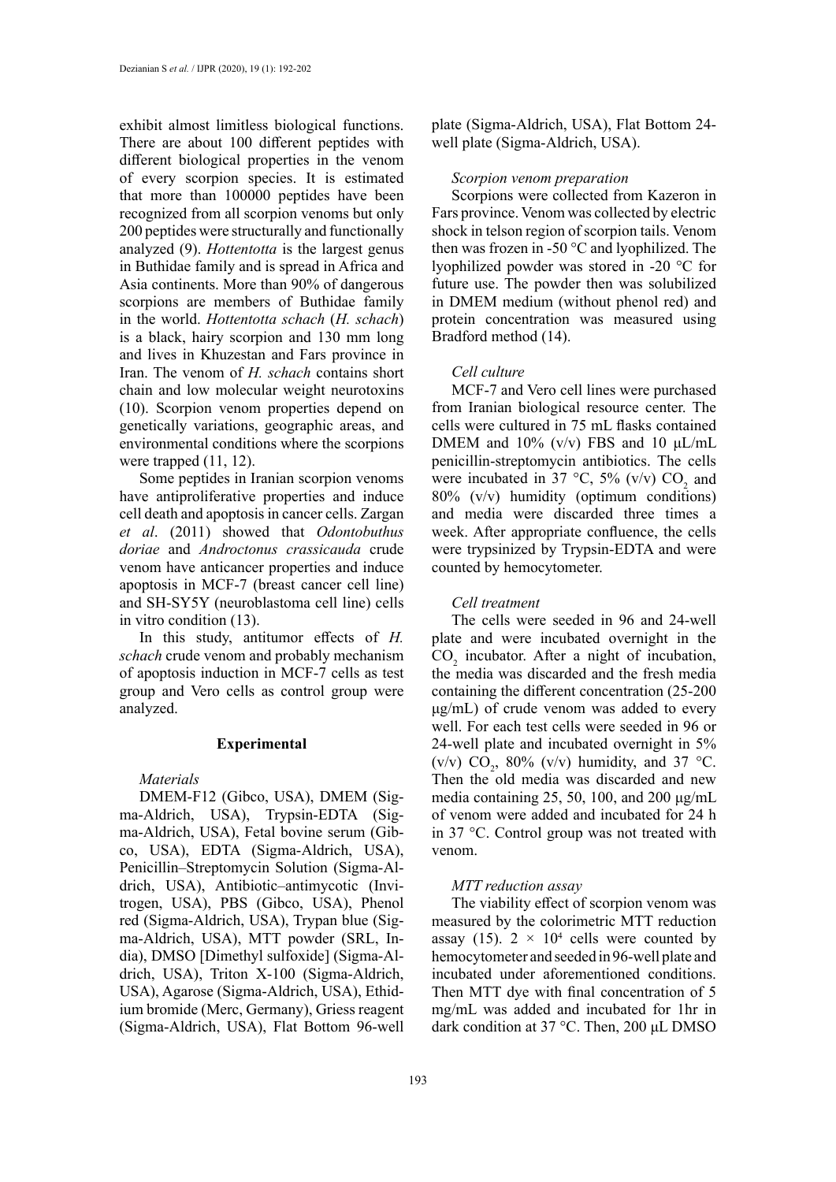exhibit almost limitless biological functions. There are about 100 different peptides with different biological properties in the venom of every scorpion species. It is estimated that more than 100000 peptides have been recognized from all scorpion venoms but only 200 peptides were structurally and functionally analyzed (9). *Hottentotta* is the largest genus in Buthidae family and is spread in Africa and Asia continents. More than 90% of dangerous scorpions are members of Buthidae family in the world. *Hottentotta schach* (*H. schach*) is a black, hairy scorpion and 130 mm long and lives in Khuzestan and Fars province in Iran. The venom of *H. schach* contains short chain and low molecular weight neurotoxins (10). Scorpion venom properties depend on genetically variations, geographic areas, and environmental conditions where the scorpions were trapped (11, 12).

Some peptides in Iranian scorpion venoms have antiproliferative properties and induce cell death and apoptosis in cancer cells. Zargan *et al*. (2011) showed that *Odontobuthus doriae* and *Androctonus crassicauda* crude venom have anticancer properties and induce apoptosis in MCF-7 (breast cancer cell line) and SH-SY5Y (neuroblastoma cell line) cells in vitro condition (13).

In this study, antitumor effects of *H. schach* crude venom and probably mechanism of apoptosis induction in MCF-7 cells as test group and Vero cells as control group were analyzed.

## Experimental

### *Materials*

DMEM-F12 (Gibco, USA), DMEM (Sigma-Aldrich, USA), Trypsin-EDTA (Sigma-Aldrich, USA), Fetal bovine serum (Gibco, USA), EDTA (Sigma-Aldrich, USA), Penicillin–Streptomycin Solution (Sigma-Aldrich, USA), Antibiotic–antimycotic (Invitrogen, USA), PBS (Gibco, USA), Phenol red (Sigma-Aldrich, USA), Trypan blue (Sigma-Aldrich, USA), MTT powder (SRL, India), DMSO [Dimethyl sulfoxide] (Sigma-Aldrich, USA), Triton X-100 (Sigma-Aldrich, USA), Agarose (Sigma-Aldrich, USA), Ethidium bromide (Merc, Germany), Griess reagent (Sigma-Aldrich, USA), Flat Bottom 96-well plate (Sigma-Aldrich, USA), Flat Bottom 24-well plate (Sigma-Aldrich, USA).

### *Scorpion venom preparation*

Scorpions were collected from Kazeron in Fars province. Venom was collected by electric shock in telson region of scorpion tails. Venom then was frozen in -50 °C and lyophilized. The lyophilized powder was stored in -20 °C for future use. The powder then was solubilized in DMEM medium (without phenol red) and protein concentration was measured using Bradford method (14).

### *Cell culture*

MCF-7 and Vero cell lines were purchased from Iranian biological resource center. The cells were cultured in 75 mL flasks contained DMEM and 10% (v/v) FBS and 10 µL/mL penicillin-streptomycin antibiotics. The cells were incubated in 37 °C, 5% (v/v) $CO_2$ and 80% (v/v) humidity (optimum conditions) and media were discarded three times a week. After appropriate confluence, the cells were trypsinized by Trypsin-EDTA and were counted by hemocytometer.

### *Cell treatment*

The cells were seeded in 96 and 24-well plate and were incubated overnight in the $CO_2$ incubator. After a night of incubation, the media was discarded and the fresh media containing the different concentration (25-200 µg/mL) of crude venom was added to every well. For each test cells were seeded in 96 or 24-well plate and incubated overnight in 5% (v/v) $CO_2$, 80% (v/v) humidity, and 37 °C. Then the old media was discarded and new media containing 25, 50, 100, and 200 µg/mL of venom were added and incubated for 24 h in 37 °C. Control group was not treated with venom.

### *MTT reduction assay*

The viability effect of scorpion venom was measured by the colorimetric MTT reduction assay (15). $2 \times 10^4$ cells were counted by hemocytometer and seeded in 96-well plate and incubated under aforementioned conditions. Then MTT dye with final concentration of 5 mg/mL was added and incubated for 1hr in dark condition at 37 °C. Then, 200 µL DMSO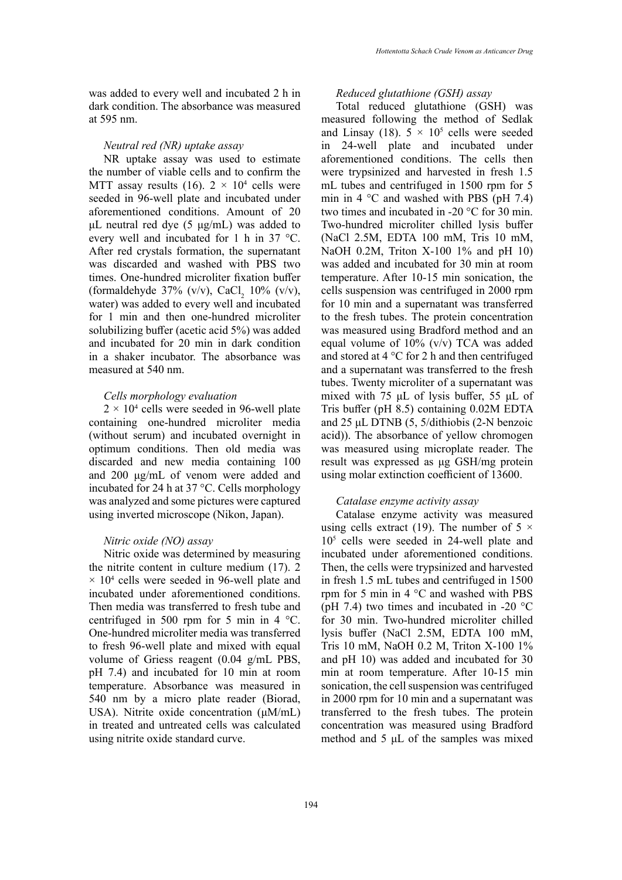was added to every well and incubated 2 h in dark condition. The absorbance was measured at 595 nm.

### *Neutral red (NR) uptake assay*

NR uptake assay was used to estimate the number of viable cells and to confirm the MTT assay results (16). $2 \times 10^4$ cells were seeded in 96-well plate and incubated under aforementioned conditions. Amount of 20 µL neutral red dye (5 µg/mL) was added to every well and incubated for 1 h in 37 °C. After red crystals formation, the supernatant was discarded and washed with PBS two times. One-hundred microliter fixation buffer (formaldehyde 37% (v/v), $CaCl_2$ 10% (v/v), water) was added to every well and incubated for 1 min and then one-hundred microliter solubilizing buffer (acetic acid 5%) was added and incubated for 20 min in dark condition in a shaker incubator. The absorbance was measured at 540 nm.

### *Cells morphology evaluation*

$2 \times 10^4$ cells were seeded in 96-well plate containing one-hundred microliter media (without serum) and incubated overnight in optimum conditions. Then old media was discarded and new media containing 100 and 200 µg/mL of venom were added and incubated for 24 h at 37 °C. Cells morphology was analyzed and some pictures were captured using inverted microscope (Nikon, Japan).

### *Nitric oxide (NO) assay*

Nitric oxide was determined by measuring the nitrite content in culture medium (17). $2 \times 10^4$ cells were seeded in 96-well plate and incubated under aforementioned conditions. Then media was transferred to fresh tube and centrifuged in 500 rpm for 5 min in 4 °C. One-hundred microliter media was transferred to fresh 96-well plate and mixed with equal volume of Griess reagent (0.04 g/mL PBS, pH 7.4) and incubated for 10 min at room temperature. Absorbance was measured in 540 nm by a micro plate reader (Biorad, USA). Nitrite oxide concentration (µM/mL) in treated and untreated cells was calculated using nitrite oxide standard curve.

### *Reduced glutathione (GSH) assay*

Total reduced glutathione (GSH) was measured following the method of Sedlak and Linsay (18). $5 \times 10^5$ cells were seeded in 24-well plate and incubated under aforementioned conditions. The cells then were trypsinized and harvested in fresh 1.5 mL tubes and centrifuged in 1500 rpm for 5 min in 4 °C and washed with PBS (pH 7.4) two times and incubated in -20 °C for 30 min. Two-hundred microliter chilled lysis buffer (NaCl 2.5M, EDTA 100 mM, Tris 10 mM, NaOH 0.2M, Triton X-100 1% and pH 10) was added and incubated for 30 min at room temperature. After 10-15 min sonication, the cells suspension was centrifuged in 2000 rpm for 10 min and a supernatant was transferred to the fresh tubes. The protein concentration was measured using Bradford method and an equal volume of 10% (v/v) TCA was added and stored at 4 °C for 2 h and then centrifuged and a supernatant was transferred to the fresh tubes. Twenty microliter of a supernatant was mixed with 75 µL of lysis buffer, 55 µL of Tris buffer (pH 8.5) containing 0.02M EDTA and 25 µL DTNB (5, 5/dithiobis (2-N benzoic acid)). The absorbance of yellow chromogen was measured using microplate reader. The result was expressed as µg GSH/mg protein using molar extinction coefficient of 13600.

### *Catalase enzyme activity assay*

Catalase enzyme activity was measured using cells extract (19). The number of $5 \times 10^5$ cells were seeded in 24-well plate and incubated under aforementioned conditions. Then, the cells were trypsinized and harvested in fresh 1.5 mL tubes and centrifuged in 1500 rpm for 5 min in 4 °C and washed with PBS (pH 7.4) two times and incubated in -20 °C for 30 min. Two-hundred microliter chilled lysis buffer (NaCl 2.5M, EDTA 100 mM, Tris 10 mM, NaOH 0.2 M, Triton X-100 1% and pH 10) was added and incubated for 30 min at room temperature. After 10-15 min sonication, the cell suspension was centrifuged in 2000 rpm for 10 min and a supernatant was transferred to the fresh tubes. The protein concentration was measured using Bradford method and 5 µL of the samples was mixed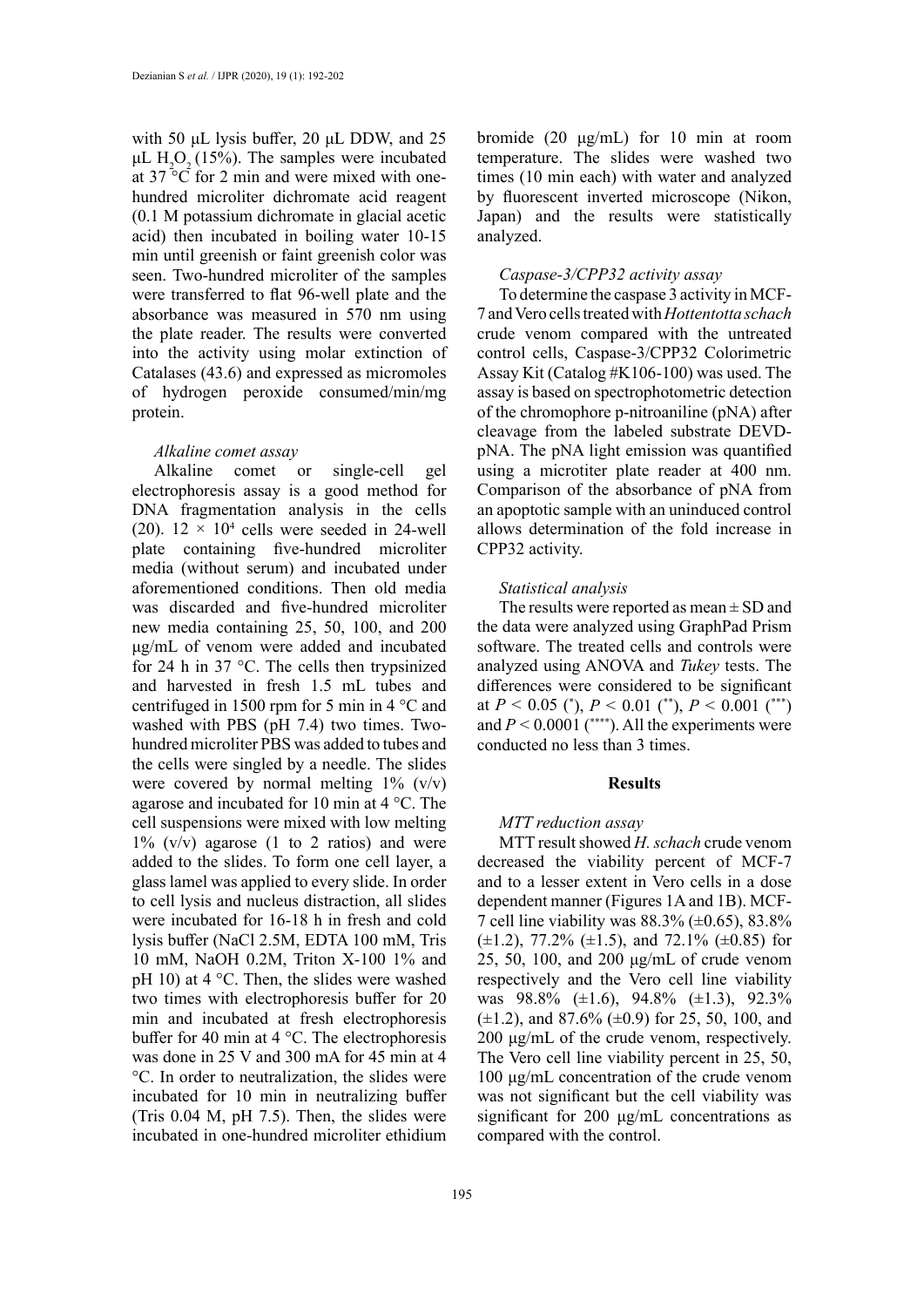with 50 μL lysis buffer, 20 μL DDW, and 25 μL $H_2O_2$ (15%). The samples were incubated at 37 °C for 2 min and were mixed with one-hundred microliter dichromate acid reagent (0.1 M potassium dichromate in glacial acetic acid) then incubated in boiling water 10-15 min until greenish or faint greenish color was seen. Two-hundred microliter of the samples were transferred to flat 96-well plate and the absorbance was measured in 570 nm using the plate reader. The results were converted into the activity using molar extinction of Catalases (43.6) and expressed as micromoles of hydrogen peroxide consumed/min/mg protein.

### *Alkaline comet assay*

Alkaline comet or single-cell gel electrophoresis assay is a good method for DNA fragmentation analysis in the cells (20). $12 \times 10^4$ cells were seeded in 24-well plate containing five-hundred microliter media (without serum) and incubated under aforementioned conditions. Then old media was discarded and five-hundred microliter new media containing 25, 50, 100, and 200 μg/mL of venom were added and incubated for 24 h in 37 °C. The cells then trypsinized and harvested in fresh 1.5 mL tubes and centrifuged in 1500 rpm for 5 min in 4 °C and washed with PBS (pH 7.4) two times. Two-hundred microliter PBS was added to tubes and the cells were singled by a needle. The slides were covered by normal melting 1% (v/v) agarose and incubated for 10 min at 4 °C. The cell suspensions were mixed with low melting 1% (v/v) agarose (1 to 2 ratios) and were added to the slides. To form one cell layer, a glass lamel was applied to every slide. In order to cell lysis and nucleus distraction, all slides were incubated for 16-18 h in fresh and cold lysis buffer (NaCl 2.5M, EDTA 100 mM, Tris 10 mM, NaOH 0.2M, Triton X-100 1% and pH 10) at 4 °C. Then, the slides were washed two times with electrophoresis buffer for 20 min and incubated at fresh electrophoresis buffer for 40 min at 4 °C. The electrophoresis was done in 25 V and 300 mA for 45 min at 4 °C. In order to neutralization, the slides were incubated for 10 min in neutralizing buffer (Tris 0.04 M, pH 7.5). Then, the slides were incubated in one-hundred microliter ethidium bromide (20 μg/mL) for 10 min at room temperature. The slides were washed two times (10 min each) with water and analyzed by fluorescent inverted microscope (Nikon, Japan) and the results were statistically analyzed.

### *Caspase-3/CPP32 activity assay*

To determine the caspase 3 activity in MCF-7 and Vero cells treated with *Hottentotta schach* crude venom compared with the untreated control cells, Caspase-3/CPP32 Colorimetric Assay Kit (Catalog #K106-100) was used. The assay is based on spectrophotometric detection of the chromophore p-nitroaniline (pNA) after cleavage from the labeled substrate DEVD-pNA. The pNA light emission was quantified using a microtiter plate reader at 400 nm. Comparison of the absorbance of pNA from an apoptotic sample with an uninduced control allows determination of the fold increase in CPP32 activity.

### *Statistical analysis*

The results were reported as mean ± SD and the data were analyzed using GraphPad Prism software. The treated cells and controls were analyzed using ANOVA and *Tukey* tests. The differences were considered to be significant at $P < 0.05$ (*), $P < 0.01$ (**), $P < 0.001$ (***) and $P < 0.0001$ (****). All the experiments were conducted no less than 3 times.

## Results

### *MTT reduction assay*

MTT result showed *H. schach* crude venom decreased the viability percent of MCF-7 and to a lesser extent in Vero cells in a dose dependent manner (Figures 1A and 1B). MCF-7 cell line viability was 88.3% (±0.65), 83.8% (±1.2), 77.2% (±1.5), and 72.1% (±0.85) for 25, 50, 100, and 200 μg/mL of crude venom respectively and the Vero cell line viability was 98.8% (±1.6), 94.8% (±1.3), 92.3% (±1.2), and 87.6% (±0.9) for 25, 50, 100, and 200 μg/mL of the crude venom, respectively. The Vero cell line viability percent in 25, 50, 100 μg/mL concentration of the crude venom was not significant but the cell viability was significant for 200 μg/mL concentrations as compared with the control.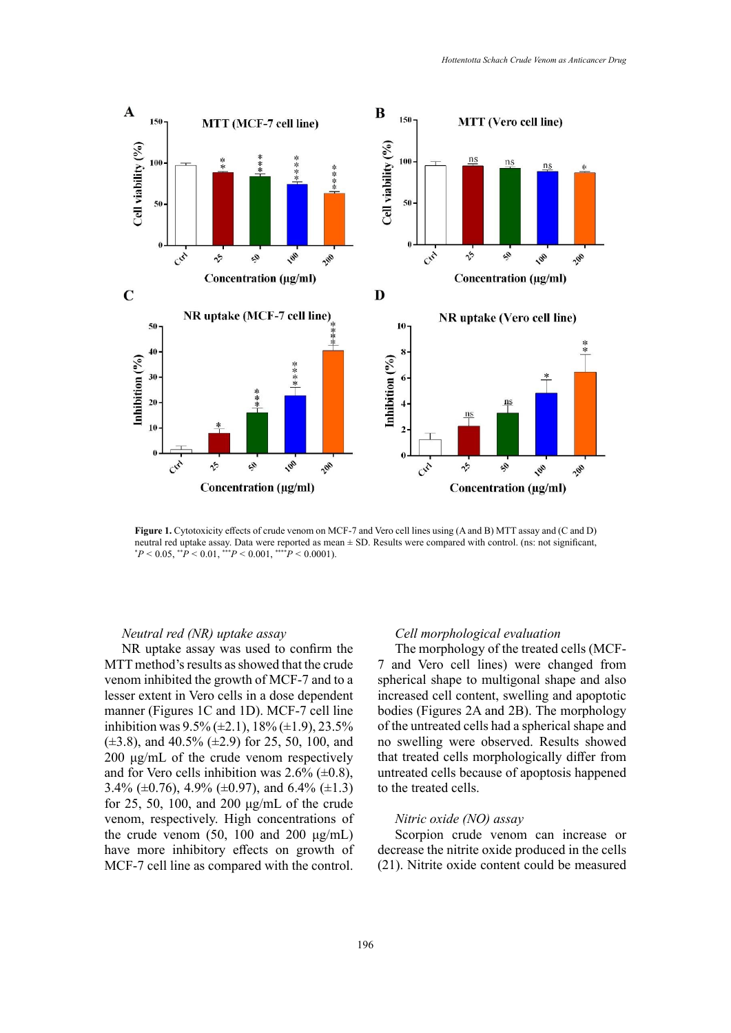**Figure 1.** Cytotoxicity effects of crude venom on MCF-7 and Vero cell lines using (A and B) MTT assay and (C and D) neutral red uptake assay. Data were reported as mean ± SD. Results were compared with control. (ns: not significant, $^{*}P < 0.05$, $^{**}P < 0.01$, $^{***}P < 0.001$, $^{****}P < 0.0001$).

*Neutral red (NR) uptake assay*

NR uptake assay was used to confirm the MTT method's results as showed that the crude venom inhibited the growth of MCF-7 and to a lesser extent in Vero cells in a dose dependent manner (Figures 1C and 1D). MCF-7 cell line inhibition was 9.5% (±2.1), 18% (±1.9), 23.5% (±3.8), and 40.5% (±2.9) for 25, 50, 100, and 200 µg/mL of the crude venom respectively and for Vero cells inhibition was 2.6% (±0.8), 3.4% (±0.76), 4.9% (±0.97), and 6.4% (±1.3) for 25, 50, 100, and 200 µg/mL of the crude venom, respectively. High concentrations of the crude venom (50, 100 and 200 µg/mL) have more inhibitory effects on growth of MCF-7 cell line as compared with the control.

*Cell morphological evaluation*

The morphology of the treated cells (MCF-7 and Vero cell lines) were changed from spherical shape to multigonal shape and also increased cell content, swelling and apoptotic bodies (Figures 2A and 2B). The morphology of the untreated cells had a spherical shape and no swelling were observed. Results showed that treated cells morphologically differ from untreated cells because of apoptosis happened to the treated cells.

*Nitric oxide (NO) assay*

Scorpion crude venom can increase or decrease the nitrite oxide produced in the cells (21). Nitrite oxide content could be measured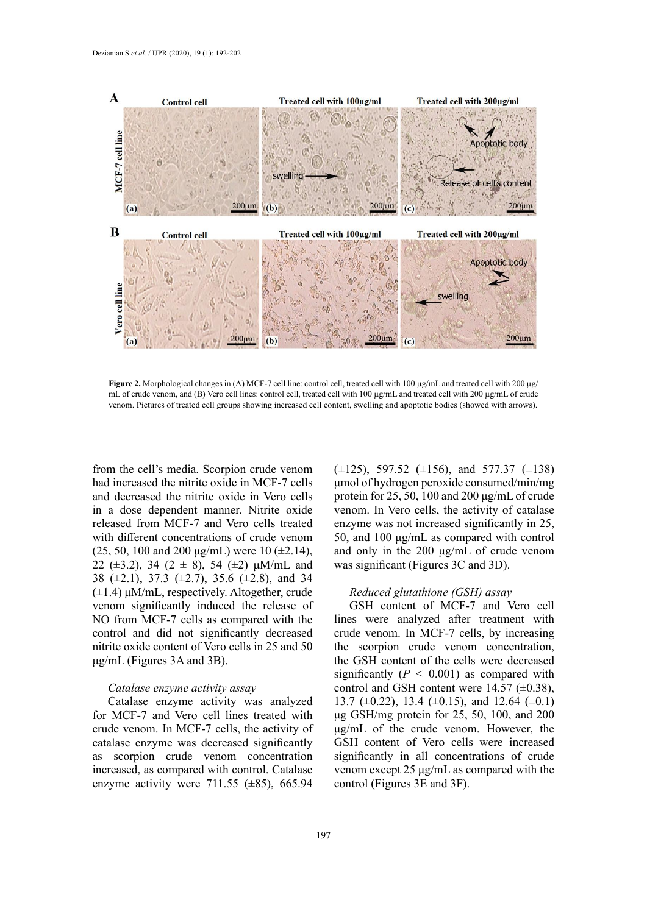Figure 2. Morphological changes in (A) MCF-7 cell line: control cell, treated cell with 100 μg/mL and treated cell with 200 μg/mL of crude venom, and (B) Vero cell lines: control cell, treated cell with 100 μg/mL and treated cell with 200 μg/mL of crude venom. Pictures of treated cell groups showing increased cell content, swelling and apoptotic bodies (showed with arrows).

from the cell's media. Scorpion crude venom had increased the nitrite oxide in MCF-7 cells and decreased the nitrite oxide in Vero cells in a dose dependent manner. Nitrite oxide released from MCF-7 and Vero cells treated with different concentrations of crude venom (25, 50, 100 and 200 μg/mL) were 10 (±2.14), 22 (±3.2), 34 (2 ± 8), 54 (±2) μM/mL and 38 (±2.1), 37.3 (±2.7), 35.6 (±2.8), and 34 (±1.4) μM/mL, respectively. Altogether, crude venom significantly induced the release of NO from MCF-7 cells as compared with the control and did not significantly decreased nitrite oxide content of Vero cells in 25 and 50 μg/mL (Figures 3A and 3B).

*Catalase enzyme activity assay*

Catalase enzyme activity was analyzed for MCF-7 and Vero cell lines treated with crude venom. In MCF-7 cells, the activity of catalase enzyme was decreased significantly as scorpion crude venom concentration increased, as compared with control. Catalase enzyme activity were 711.55 (±85), 665.94 (±125), 597.52 (±156), and 577.37 (±138) μmol of hydrogen peroxide consumed/min/mg protein for 25, 50, 100 and 200 μg/mL of crude venom. In Vero cells, the activity of catalase enzyme was not increased significantly in 25, 50, and 100 μg/mL as compared with control and only in the 200 μg/mL of crude venom was significant (Figures 3C and 3D).

*Reduced glutathione (GSH) assay*

GSH content of MCF-7 and Vero cell lines were analyzed after treatment with crude venom. In MCF-7 cells, by increasing the scorpion crude venom concentration, the GSH content of the cells were decreased significantly ($P < 0.001$) as compared with control and GSH content were 14.57 (±0.38), 13.7 (±0.22), 13.4 (±0.15), and 12.64 (±0.1) μg GSH/mg protein for 25, 50, 100, and 200 μg/mL of the crude venom. However, the GSH content of Vero cells were increased significantly in all concentrations of crude venom except 25 μg/mL as compared with the control (Figures 3E and 3F).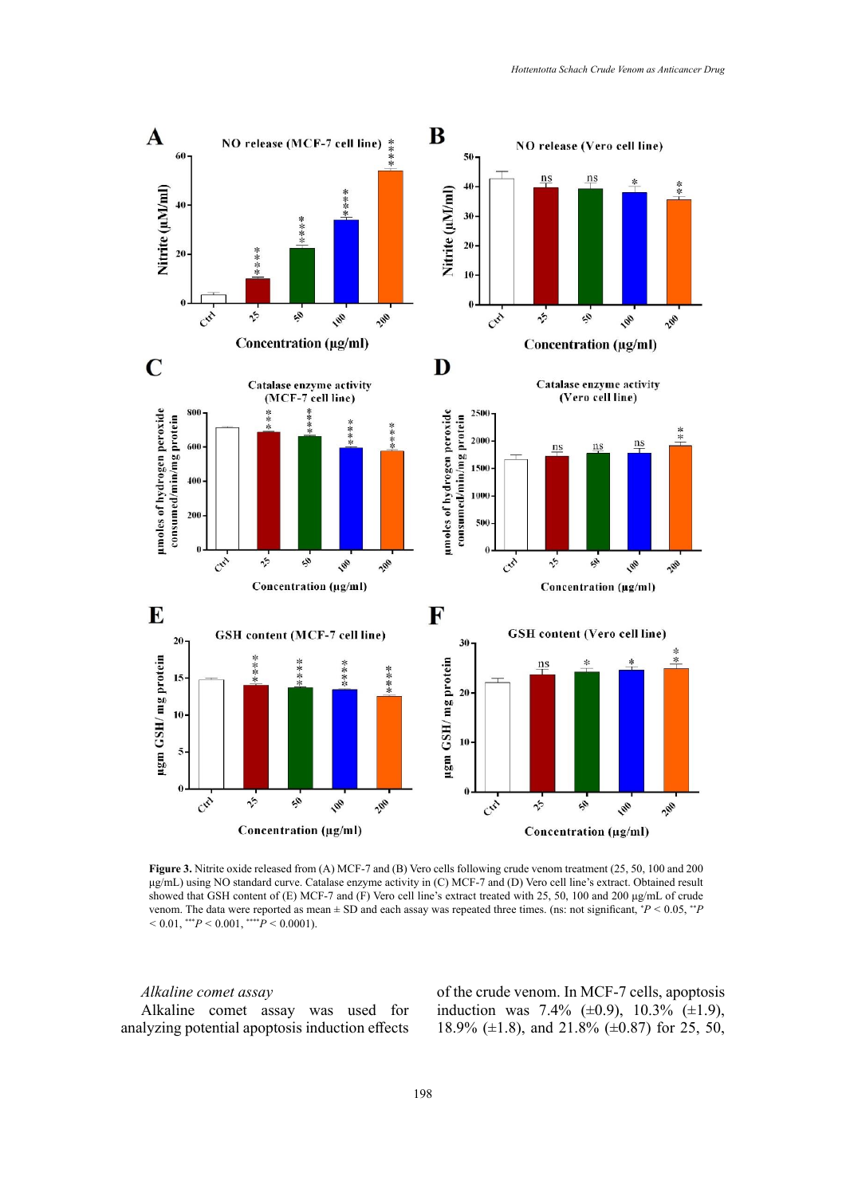**Figure 3.** Nitrite oxide released from (A) MCF-7 and (B) Vero cells following crude venom treatment (25, 50, 100 and 200 μg/mL) using NO standard curve. Catalase enzyme activity in (C) MCF-7 and (D) Vero cell line's extract. Obtained result showed that GSH content of (E) MCF-7 and (F) Vero cell line's extract treated with 25, 50, 100 and 200 μg/mL of crude venom. The data were reported as mean ± SD and each assay was repeated three times. (ns: not significant, $^{*}P < 0.05$, $^{**}P < 0.01$, $^{***}P < 0.001$, $^{****}P < 0.0001$).

*Alkaline comet assay*

Alkaline comet assay was used for analyzing potential apoptosis induction effects of the crude venom. In MCF-7 cells, apoptosis induction was 7.4% (±0.9), 10.3% (±1.9), 18.9% (±1.8), and 21.8% (±0.87) for 25, 50,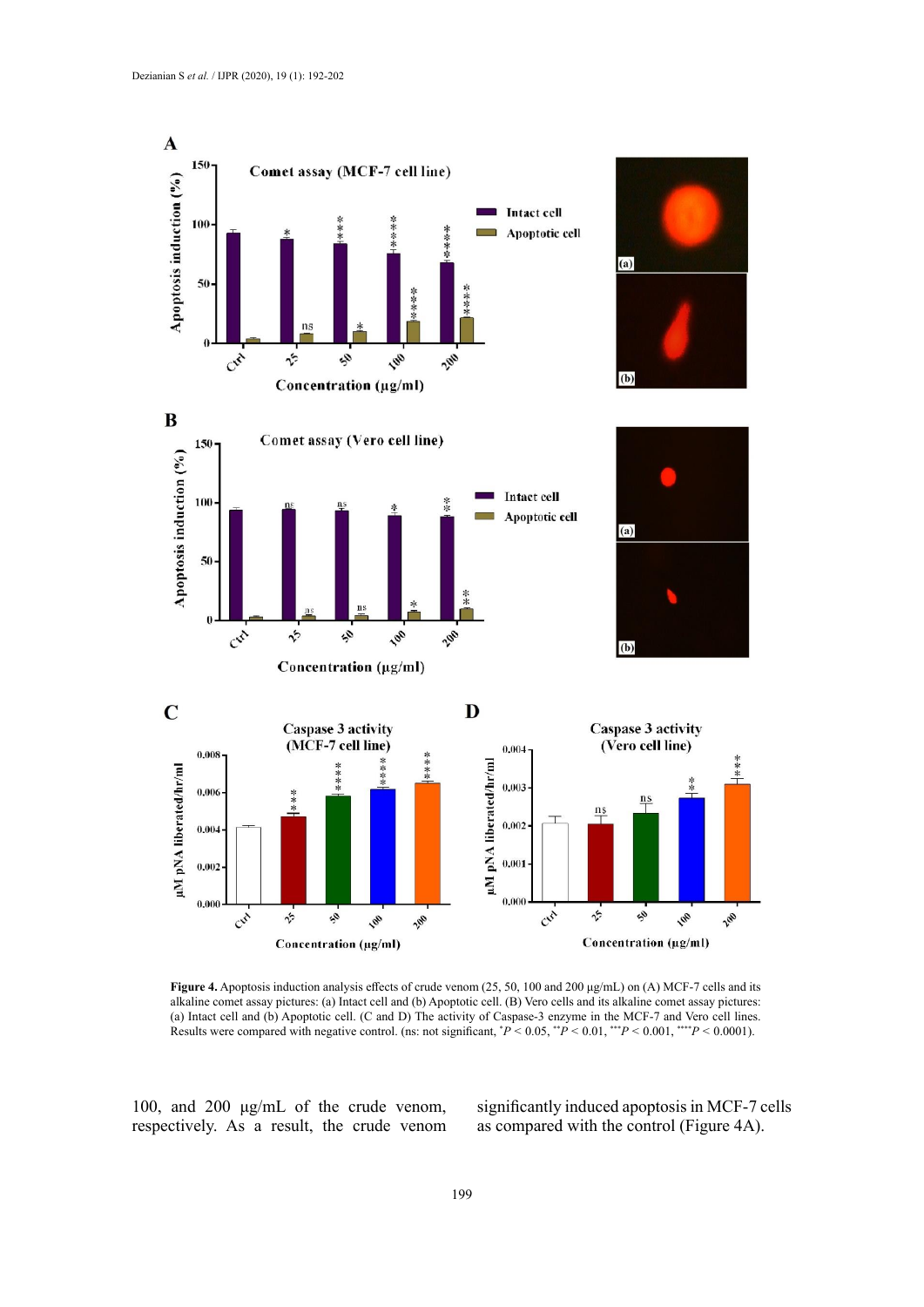**Figure 4.** Apoptosis induction analysis effects of crude venom (25, 50, 100 and 200 µg/mL) on (A) MCF-7 cells and its alkaline comet assay pictures: (a) Intact cell and (b) Apoptotic cell. (B) Vero cells and its alkaline comet assay pictures: (a) Intact cell and (b) Apoptotic cell. (C and D) The activity of Caspase-3 enzyme in the MCF-7 and Vero cell lines. Results were compared with negative control. (ns: not significant, $^{*}P < 0.05$, $^{**}P < 0.01$, $^{***}P < 0.001$, $^{****}P < 0.0001$).

100, and 200 µg/mL of the crude venom, respectively. As a result, the crude venom significantly induced apoptosis in MCF-7 cells as compared with the control (Figure 4A).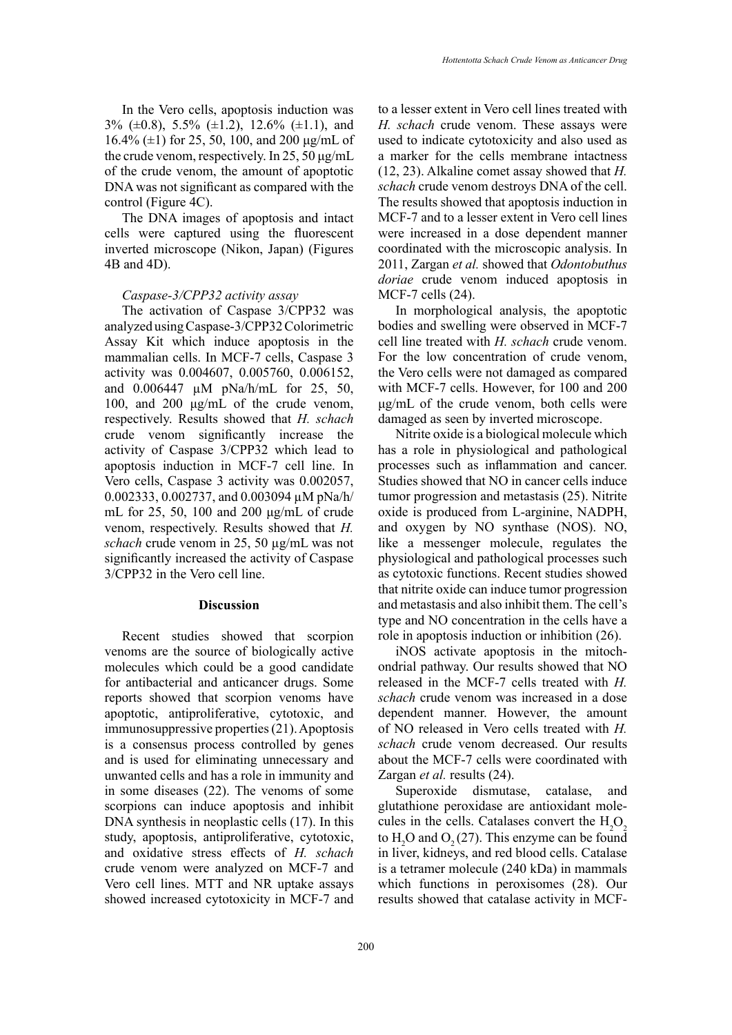In the Vero cells, apoptosis induction was 3% (±0.8), 5.5% (±1.2), 12.6% (±1.1), and 16.4% (±1) for 25, 50, 100, and 200 µg/mL of the crude venom, respectively. In 25, 50 µg/mL of the crude venom, the amount of apoptotic DNA was not significant as compared with the control (Figure 4C).

The DNA images of apoptosis and intact cells were captured using the fluorescent inverted microscope (Nikon, Japan) (Figures 4B and 4D).

### *Caspase-3/CPP32 activity assay*

The activation of Caspase 3/CPP32 was analyzed using Caspase-3/CPP32 Colorimetric Assay Kit which induce apoptosis in the mammalian cells. In MCF-7 cells, Caspase 3 activity was 0.004607, 0.005760, 0.006152, and 0.006447 µM pNa/h/mL for 25, 50, 100, and 200 µg/mL of the crude venom, respectively. Results showed that *H. schach* crude venom significantly increase the activity of Caspase 3/CPP32 which lead to apoptosis induction in MCF-7 cell line. In Vero cells, Caspase 3 activity was 0.002057, 0.002333, 0.002737, and 0.003094 µM pNa/h/mL for 25, 50, 100 and 200 µg/mL of crude venom, respectively. Results showed that *H. schach* crude venom in 25, 50 µg/mL was not significantly increased the activity of Caspase 3/CPP32 in the Vero cell line.

## Discussion

Recent studies showed that scorpion venoms are the source of biologically active molecules which could be a good candidate for antibacterial and anticancer drugs. Some reports showed that scorpion venoms have apoptotic, antiproliferative, cytotoxic, and immunosuppressive properties (21). Apoptosis is a consensus process controlled by genes and is used for eliminating unnecessary and unwanted cells and has a role in immunity and in some diseases (22). The venoms of some scorpions can induce apoptosis and inhibit DNA synthesis in neoplastic cells (17). In this study, apoptosis, antiproliferative, cytotoxic, and oxidative stress effects of *H. schach* crude venom were analyzed on MCF-7 and Vero cell lines. MTT and NR uptake assays showed increased cytotoxicity in MCF-7 and to a lesser extent in Vero cell lines treated with *H. schach* crude venom. These assays were used to indicate cytotoxicity and also used as a marker for the cells membrane intactness (12, 23). Alkaline comet assay showed that *H. schach* crude venom destroys DNA of the cell. The results showed that apoptosis induction in MCF-7 and to a lesser extent in Vero cell lines were increased in a dose dependent manner coordinated with the microscopic analysis. In 2011, Zargan *et al.* showed that *Odontobuthus doriae* crude venom induced apoptosis in MCF-7 cells (24).

In morphological analysis, the apoptotic bodies and swelling were observed in MCF-7 cell line treated with *H. schach* crude venom. For the low concentration of crude venom, the Vero cells were not damaged as compared with MCF-7 cells. However, for 100 and 200 µg/mL of the crude venom, both cells were damaged as seen by inverted microscope.

Nitrite oxide is a biological molecule which has a role in physiological and pathological processes such as inflammation and cancer. Studies showed that NO in cancer cells induce tumor progression and metastasis (25). Nitrite oxide is produced from L-arginine, NADPH, and oxygen by NO synthase (NOS). NO, like a messenger molecule, regulates the physiological and pathological processes such as cytotoxic functions. Recent studies showed that nitrite oxide can induce tumor progression and metastasis and also inhibit them. The cell's type and NO concentration in the cells have a role in apoptosis induction or inhibition (26).

iNOS activate apoptosis in the mitochondrial pathway. Our results showed that NO released in the MCF-7 cells treated with *H. schach* crude venom was increased in a dose dependent manner. However, the amount of NO released in Vero cells treated with *H. schach* crude venom decreased. Our results about the MCF-7 cells were coordinated with Zargan *et al.* results (24).

Superoxide dismutase, catalase, and glutathione peroxidase are antioxidant molecules in the cells. Catalases convert the $H_2O_2$ to $H_2O$ and $O_2$ (27). This enzyme can be found in liver, kidneys, and red blood cells. Catalase is a tetramer molecule (240 kDa) in mammals which functions in peroxisomes (28). Our results showed that catalase activity in MCF-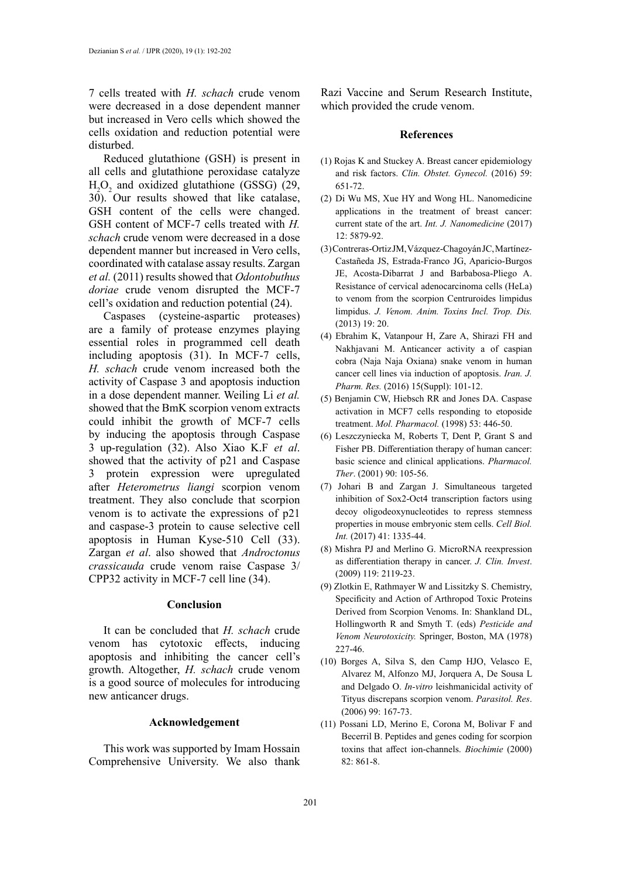7 cells treated with *H. schach* crude venom were decreased in a dose dependent manner but increased in Vero cells which showed the cells oxidation and reduction potential were disturbed.

Reduced glutathione (GSH) is present in all cells and glutathione peroxidase catalyze $H_2O_2$ and oxidized glutathione (GSSG) (29, 30). Our results showed that like catalase, GSH content of the cells were changed. GSH content of MCF-7 cells treated with *H. schach* crude venom were decreased in a dose dependent manner but increased in Vero cells, coordinated with catalase assay results. Zargan *et al.* (2011) results showed that *Odontobuthus doriae* crude venom disrupted the MCF-7 cell's oxidation and reduction potential (24).

Caspases (cysteine-aspartic proteases) are a family of protease enzymes playing essential roles in programmed cell death including apoptosis (31). In MCF-7 cells, *H. schach* crude venom increased both the activity of Caspase 3 and apoptosis induction in a dose dependent manner. Weiling Li *et al.* showed that the BmK scorpion venom extracts could inhibit the growth of MCF-7 cells by inducing the apoptosis through Caspase 3 up-regulation (32). Also Xiao K.F *et al*. showed that the activity of p21 and Caspase 3 protein expression were upregulated after *Heterometrus liangi* scorpion venom treatment. They also conclude that scorpion venom is to activate the expressions of p21 and caspase-3 protein to cause selective cell apoptosis in Human Kyse-510 Cell (33). Zargan *et al*. also showed that *Androctonus crassicauda* crude venom raise Caspase 3/ CPP32 activity in MCF-7 cell line (34).

## Conclusion

It can be concluded that *H. schach* crude venom has cytotoxic effects, inducing apoptosis and inhibiting the cancer cell's growth. Altogether, *H. schach* crude venom is a good source of molecules for introducing new anticancer drugs.

## Acknowledgement

This work was supported by Imam Hossain Comprehensive University. We also thank Razi Vaccine and Serum Research Institute, which provided the crude venom.

## References

(1) Rojas K and Stuckey A. Breast cancer epidemiology and risk factors. *Clin. Obstet. Gynecol.* (2016) 59: 651-72.

(2) Di Wu MS, Xue HY and Wong HL. Nanomedicine applications in the treatment of breast cancer: current state of the art. *Int. J. Nanomedicine* (2017) 12: 5879-92.

(3) Contreras-Ortiz JM, Vázquez-Chagoyán JC, Martínez-Castañeda JS, Estrada-Franco JG, Aparicio-Burgos JE, Acosta-Dibarrat J and Barbabosa-Pliego A. Resistance of cervical adenocarcinoma cells (HeLa) to venom from the scorpion Centruroides limpidus limpidus. *J. Venom. Anim. Toxins Incl. Trop. Dis.* (2013) 19: 20.

(4) Ebrahim K, Vatanpour H, Zare A, Shirazi FH and Nakhjavani M. Anticancer activity a of caspian cobra (Naja Naja Oxiana) snake venom in human cancer cell lines via induction of apoptosis. *Iran. J. Pharm. Res.* (2016) 15(Suppl): 101-12.

(5) Benjamin CW, Hiebsch RR and Jones DA. Caspase activation in MCF7 cells responding to etoposide treatment. *Mol. Pharmacol.* (1998) 53: 446-50.

(6) Leszczyniecka M, Roberts T, Dent P, Grant S and Fisher PB. Differentiation therapy of human cancer: basic science and clinical applications. *Pharmacol. Ther*. (2001) 90: 105-56.

(7) Johari B and Zargan J. Simultaneous targeted inhibition of Sox2-Oct4 transcription factors using decoy oligodeoxynucleotides to repress stemness properties in mouse embryonic stem cells. *Cell Biol. Int.* (2017) 41: 1335-44.

(8) Mishra PJ and Merlino G. MicroRNA reexpression as differentiation therapy in cancer. *J. Clin. Invest*. (2009) 119: 2119-23.

(9) Zlotkin E, Rathmayer W and Lissitzky S. Chemistry, Specificity and Action of Arthropod Toxic Proteins Derived from Scorpion Venoms. In: Shankland DL, Hollingworth R and Smyth T. (eds) *Pesticide and Venom Neurotoxicity.* Springer, Boston, MA (1978) 227-46.

(10) Borges A, Silva S, den Camp HJO, Velasco E, Alvarez M, Alfonzo MJ, Jorquera A, De Sousa L and Delgado O. *In-vitro* leishmanicidal activity of Tityus discrepans scorpion venom. *Parasitol. Res*. (2006) 99: 167-73.

(11) Possani LD, Merino E, Corona M, Bolivar F and Becerril B. Peptides and genes coding for scorpion toxins that affect ion-channels. *Biochimie* (2000) 82: 861-8.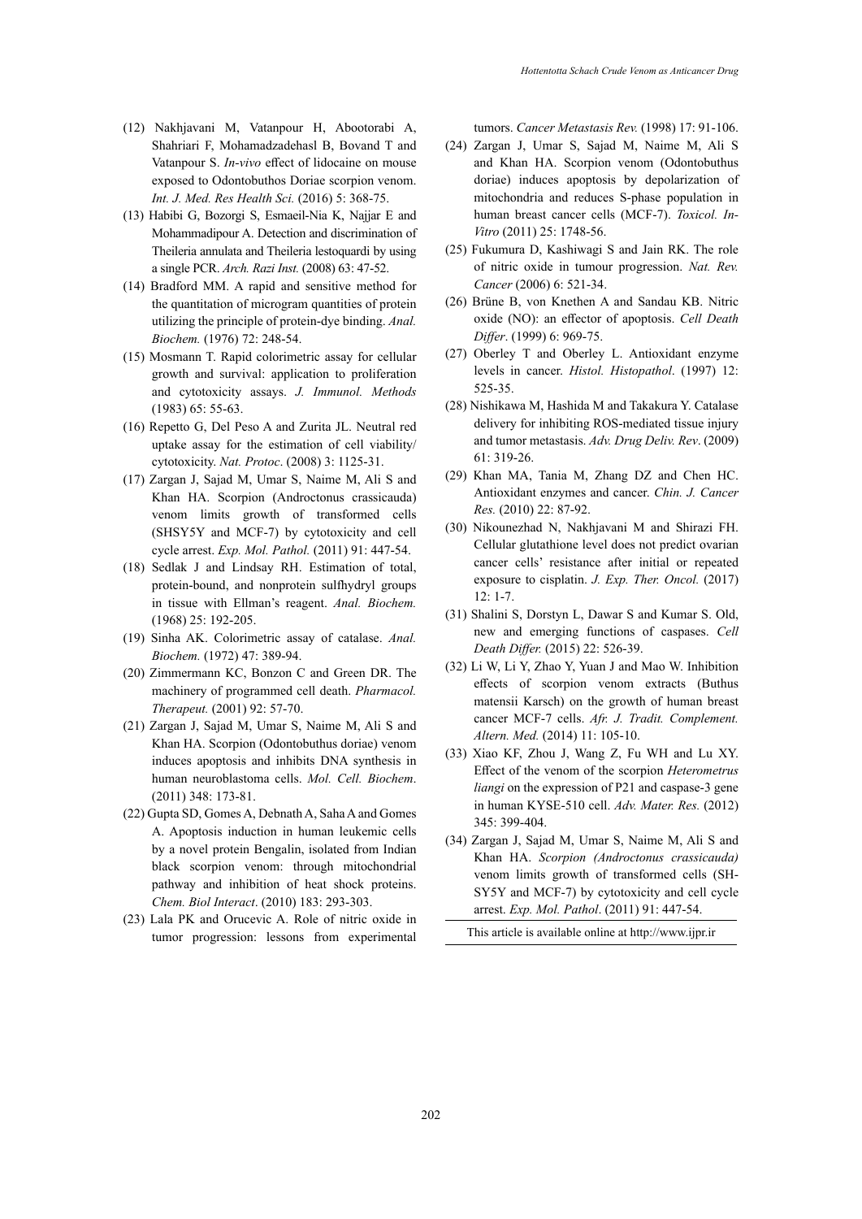(12) Nakhjavani M, Vatanpour H, Abootorabi A, Shahriari F, Mohamadzadehasl B, Bovand T and Vatanpour S. *In-vivo* effect of lidocaine on mouse exposed to Odontobuthos Doriae scorpion venom. *Int. J. Med. Res Health Sci.* (2016) 5: 368-75.

(13) Habibi G, Bozorgi S, Esmaeil-Nia K, Najjar E and Mohammadipour A. Detection and discrimination of Theileria annulata and Theileria lestoquardi by using a single PCR. *Arch. Razi Inst.* (2008) 63: 47-52.

(14) Bradford MM. A rapid and sensitive method for the quantitation of microgram quantities of protein utilizing the principle of protein-dye binding. *Anal. Biochem.* (1976) 72: 248-54.

(15) Mosmann T. Rapid colorimetric assay for cellular growth and survival: application to proliferation and cytotoxicity assays. *J. Immunol. Methods* (1983) 65: 55-63.

(16) Repetto G, Del Peso A and Zurita JL. Neutral red uptake assay for the estimation of cell viability/cytotoxicity. *Nat. Protoc*. (2008) 3: 1125-31.

(17) Zargan J, Sajad M, Umar S, Naime M, Ali S and Khan HA. Scorpion (Androctonus crassicauda) venom limits growth of transformed cells (SHSY5Y and MCF-7) by cytotoxicity and cell cycle arrest. *Exp. Mol. Pathol.* (2011) 91: 447-54.

(18) Sedlak J and Lindsay RH. Estimation of total, protein-bound, and nonprotein sulfhydryl groups in tissue with Ellman's reagent. *Anal. Biochem.* (1968) 25: 192-205.

(19) Sinha AK. Colorimetric assay of catalase. *Anal. Biochem.* (1972) 47: 389-94.

(20) Zimmermann KC, Bonzon C and Green DR. The machinery of programmed cell death. *Pharmacol. Therapeut.* (2001) 92: 57-70.

(21) Zargan J, Sajad M, Umar S, Naime M, Ali S and Khan HA. Scorpion (Odontobuthus doriae) venom induces apoptosis and inhibits DNA synthesis in human neuroblastoma cells. *Mol. Cell. Biochem*. (2011) 348: 173-81.

(22) Gupta SD, Gomes A, Debnath A, Saha A and Gomes A. Apoptosis induction in human leukemic cells by a novel protein Bengalin, isolated from Indian black scorpion venom: through mitochondrial pathway and inhibition of heat shock proteins. *Chem. Biol Interact*. (2010) 183: 293-303.

(23) Lala PK and Orucevic A. Role of nitric oxide in tumor progression: lessons from experimental tumors. *Cancer Metastasis Rev.* (1998) 17: 91-106.

(24) Zargan J, Umar S, Sajad M, Naime M, Ali S and Khan HA. Scorpion venom (Odontobuthus doriae) induces apoptosis by depolarization of mitochondria and reduces S-phase population in human breast cancer cells (MCF-7). *Toxicol. In-Vitro* (2011) 25: 1748-56.

(25) Fukumura D, Kashiwagi S and Jain RK. The role of nitric oxide in tumour progression. *Nat. Rev. Cancer* (2006) 6: 521-34.

(26) Brüne B, von Knethen A and Sandau KB. Nitric oxide (NO): an effector of apoptosis. *Cell Death Differ*. (1999) 6: 969-75.

(27) Oberley T and Oberley L. Antioxidant enzyme levels in cancer. *Histol. Histopathol*. (1997) 12: 525-35.

(28) Nishikawa M, Hashida M and Takakura Y. Catalase delivery for inhibiting ROS-mediated tissue injury and tumor metastasis. *Adv. Drug Deliv. Rev*. (2009) 61: 319-26.

(29) Khan MA, Tania M, Zhang DZ and Chen HC. Antioxidant enzymes and cancer. *Chin. J. Cancer Res.* (2010) 22: 87-92.

(30) Nikounezhad N, Nakhjavani M and Shirazi FH. Cellular glutathione level does not predict ovarian cancer cells' resistance after initial or repeated exposure to cisplatin. *J. Exp. Ther. Oncol.* (2017) 12: 1-7.

(31) Shalini S, Dorstyn L, Dawar S and Kumar S. Old, new and emerging functions of caspases. *Cell Death Differ.* (2015) 22: 526-39.

(32) Li W, Li Y, Zhao Y, Yuan J and Mao W. Inhibition effects of scorpion venom extracts (Buthus matensii Karsch) on the growth of human breast cancer MCF-7 cells. *Afr. J. Tradit. Complement. Altern. Med.* (2014) 11: 105-10.

(33) Xiao KF, Zhou J, Wang Z, Fu WH and Lu XY. Effect of the venom of the scorpion *Heterometrus liangi* on the expression of P21 and caspase-3 gene in human KYSE-510 cell. *Adv. Mater. Res.* (2012) 345: 399-404.

(34) Zargan J, Sajad M, Umar S, Naime M, Ali S and Khan HA. *Scorpion (Androctonus crassicauda)* venom limits growth of transformed cells (SH-SY5Y and MCF-7) by cytotoxicity and cell cycle arrest. *Exp. Mol. Pathol*. (2011) 91: 447-54.

This article is available online at http://www.ijpr.ir